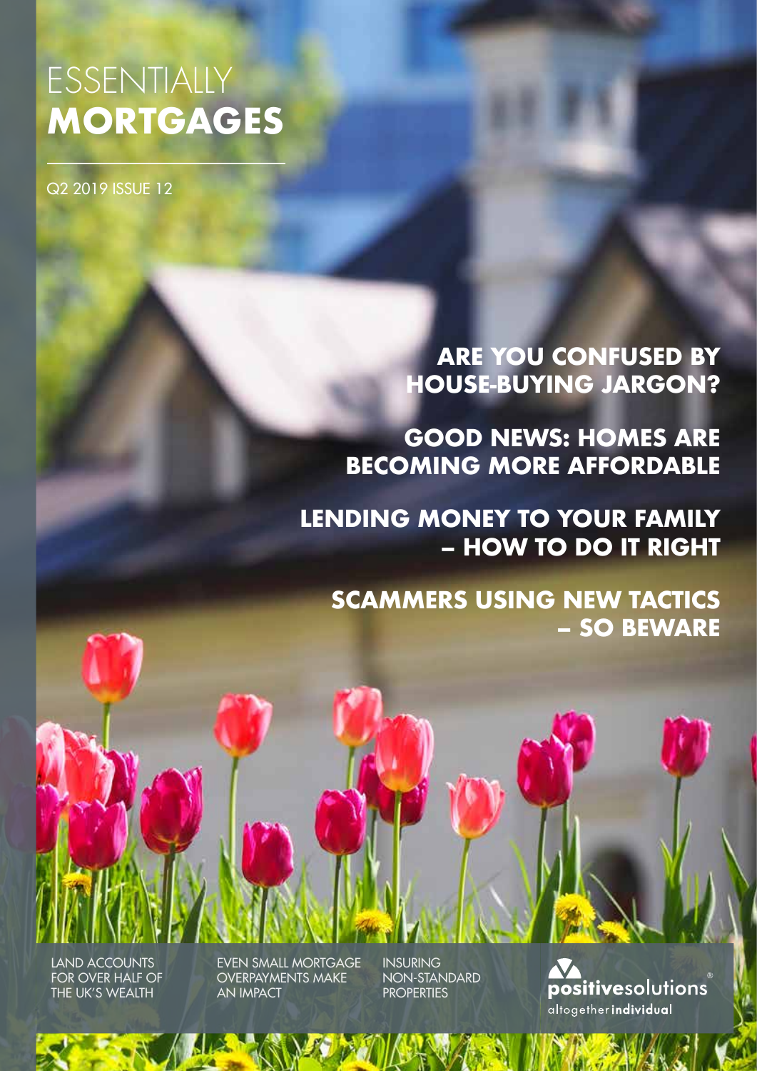# ESSENTIALLY **MORTGAGES**

Q2 2019 ISSUE 12

## ARE YOU CONFUSED BY HOUSE-BUYING JARGON?

## GOOD NEWS: HOMES ARE BECOMING MORE AFFORDABLE

## LENDING MONEY TO YOUR FAMILY – HOW TO DO IT RIGHT

## SCAMMERS USING NEW TACTICS – SO BEWARE

LAND ACCOUNTS FOR OVER HALF OF THE UK'S WEALTH

EVEN SMALL MORTGAGE OVERPAYMENTS MAKE AN IMPACT

INSURING NON-STANDARD PROPERTIES

**positive**solutions®

altogether**individual**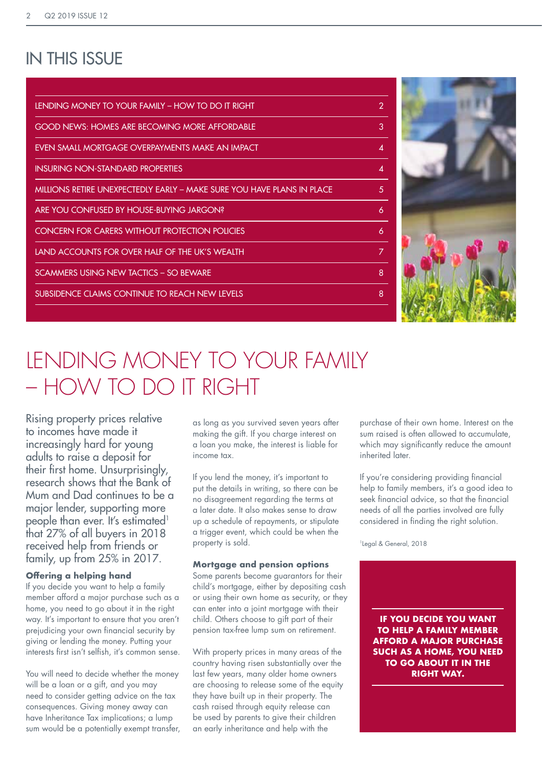## IN THIS ISSUE

| | |
|---|---|
| LENDING MONEY TO YOUR FAMILY – HOW TO DO IT RIGHT | 2 |
| GOOD NEWS: HOMES ARE BECOMING MORE AFFORDABLE | 3 |
| EVEN SMALL MORTGAGE OVERPAYMENTS MAKE AN IMPACT | 4 |
| INSURING NON-STANDARD PROPERTIES | 4 |
| MILLIONS RETIRE UNEXPECTEDLY EARLY – MAKE SURE YOU HAVE PLANS IN PLACE | 5 |
| ARE YOU CONFUSED BY HOUSE-BUYING JARGON? | 6 |
| CONCERN FOR CARERS WITHOUT PROTECTION POLICIES | 6 |
| LAND ACCOUNTS FOR OVER HALF OF THE UK'S WEALTH | 7 |
| SCAMMERS USING NEW TACTICS – SO BEWARE | 8 |
| SUBSIDENCE CLAIMS CONTINUE TO REACH NEW LEVELS | 8 |

# LENDING MONEY TO YOUR FAMILY – HOW TO DO IT RIGHT

Rising property prices relative to incomes have made it increasingly hard for young adults to raise a deposit for their first home. Unsurprisingly, research shows that the Bank of Mum and Dad continues to be a major lender, supporting more people than ever. It's estimated[1] that 27% of all buyers in 2018 received help from friends or family, up from 25% in 2017.

### Offering a helping hand

If you decide you want to help a family member afford a major purchase such as a home, you need to go about it in the right way. It's important to ensure that you aren't prejudicing your own financial security by giving or lending the money. Putting your interests first isn't selfish, it's common sense.

You will need to decide whether the money will be a loan or a gift, and you may need to consider getting advice on the tax consequences. Giving money away can have Inheritance Tax implications; a lump sum would be a potentially exempt transfer, as long as you survived seven years after making the gift. If you charge interest on a loan you make, the interest is liable for income tax.

If you lend the money, it's important to put the details in writing, so there can be no disagreement regarding the terms at a later date. It also makes sense to draw up a schedule of repayments, or stipulate a trigger event, which could be when the property is sold.

### Mortgage and pension options

Some parents become guarantors for their child's mortgage, either by depositing cash or using their own home as security, or they can enter into a joint mortgage with their child. Others choose to gift part of their pension tax-free lump sum on retirement.

With property prices in many areas of the country having risen substantially over the last few years, many older home owners are choosing to release some of the equity they have built up in their property. The cash raised through equity release can be used by parents to give their children an early inheritance and help with the purchase of their own home. Interest on the sum raised is often allowed to accumulate, which may significantly reduce the amount inherited later.

If you're considering providing financial help to family members, it's a good idea to seek financial advice, so that the financial needs of all the parties involved are fully considered in finding the right solution.

[1] Legal & General, 2018

**IF YOU DECIDE YOU WANT TO HELP A FAMILY MEMBER AFFORD A MAJOR PURCHASE SUCH AS A HOME, YOU NEED TO GO ABOUT IT IN THE RIGHT WAY.**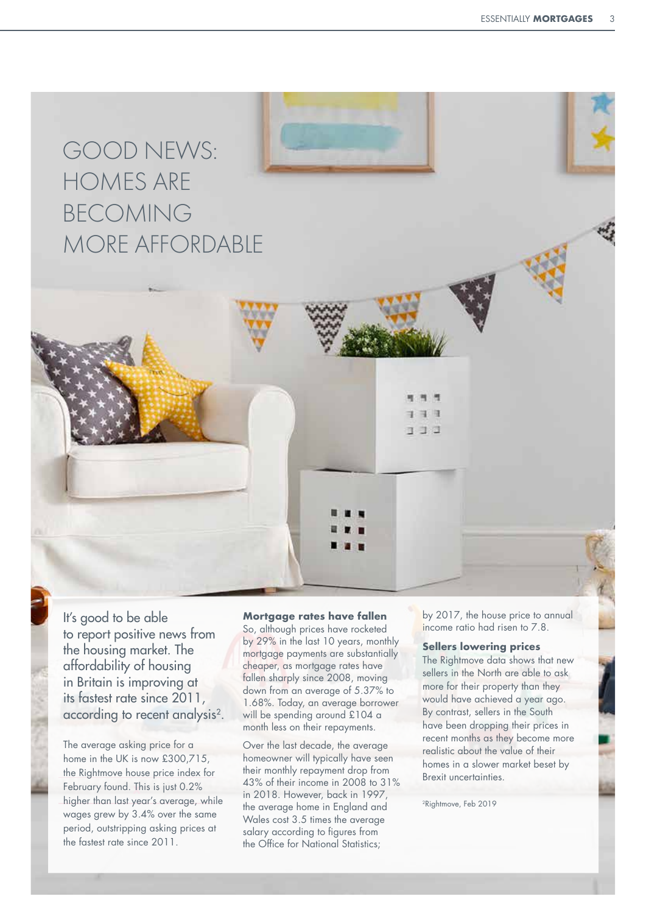# GOOD NEWS: HOMES ARE BECOMING MORE AFFORDABLE

It's good to be able to report positive news from the housing market. The affordability of housing in Britain is improving at its fastest rate since 2011, according to recent analysis[2].

The average asking price for a home in the UK is now £300,715, the Rightmove house price index for February found. This is just 0.2% higher than last year's average, while wages grew by 3.4% over the same period, outstripping asking prices at the fastest rate since 2011.

**Mortgage rates have fallen**

So, although prices have rocketed by 29% in the last 10 years, monthly mortgage payments are substantially cheaper, as mortgage rates have fallen sharply since 2008, moving down from an average of 5.37% to 1.68%. Today, an average borrower will be spending around £104 a month less on their repayments.

Over the last decade, the average homeowner will typically have seen their monthly repayment drop from 43% of their income in 2008 to 31% in 2018. However, back in 1997, the average home in England and Wales cost 3.5 times the average salary according to figures from the Office for National Statistics; by 2017, the house price to annual income ratio had risen to 7.8.

**Sellers lowering prices**

The Rightmove data shows that new sellers in the North are able to ask more for their property than they would have achieved a year ago. By contrast, sellers in the South have been dropping their prices in recent months as they become more realistic about the value of their homes in a slower market beset by Brexit uncertainties.

[2]Rightmove, Feb 2019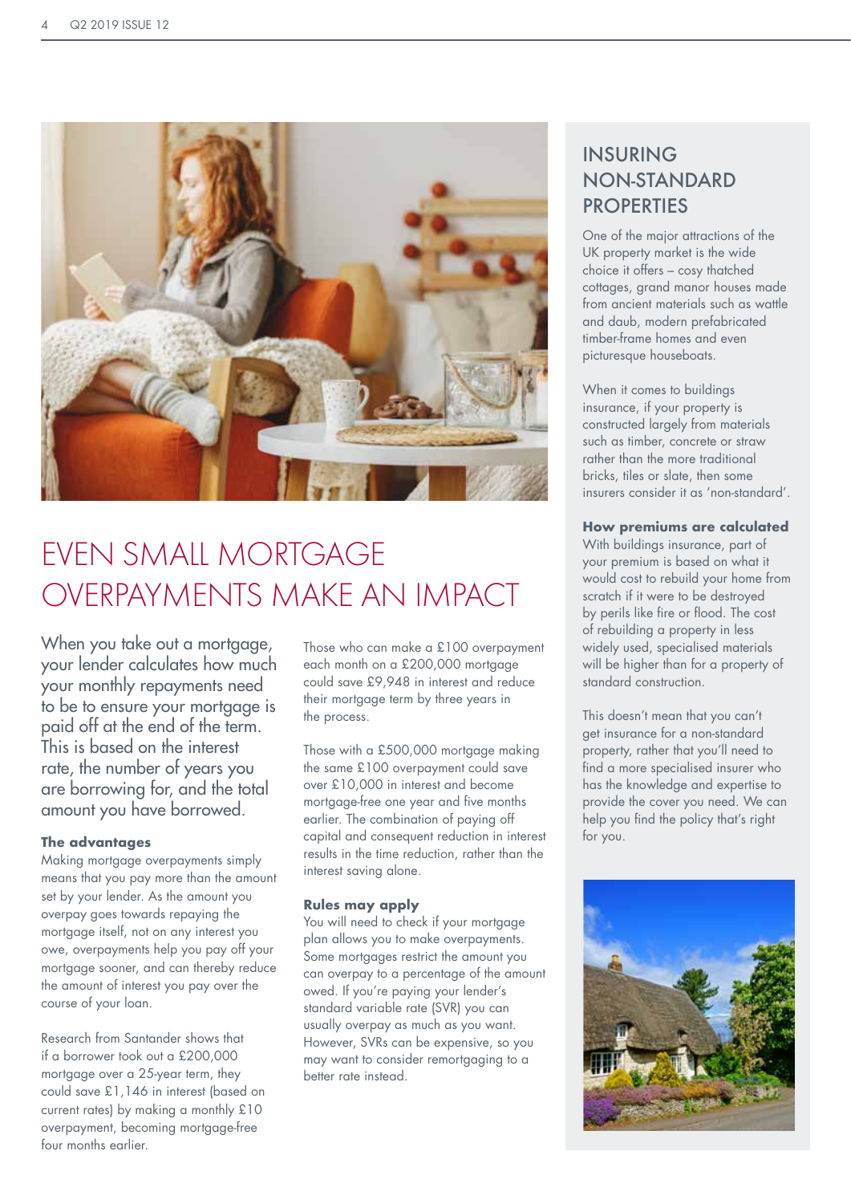# EVEN SMALL MORTGAGE OVERPAYMENTS MAKE AN IMPACT

When you take out a mortgage, your lender calculates how much your monthly repayments need to be to ensure your mortgage is paid off at the end of the term. This is based on the interest rate, the number of years you are borrowing for, and the total amount you have borrowed.

**The advantages**

Making mortgage overpayments simply means that you pay more than the amount set by your lender. As the amount you overpay goes towards repaying the mortgage itself, not on any interest you owe, overpayments help you pay off your mortgage sooner, and can thereby reduce the amount of interest you pay over the course of your loan.

Research from Santander shows that if a borrower took out a £200,000 mortgage over a 25-year term, they could save £1,146 in interest (based on current rates) by making a monthly £10 overpayment, becoming mortgage-free four months earlier.

Those who can make a £100 overpayment each month on a £200,000 mortgage could save £9,948 in interest and reduce their mortgage term by three years in the process.

Those with a £500,000 mortgage making the same £100 overpayment could save over £10,000 in interest and become mortgage-free one year and five months earlier. The combination of paying off capital and consequent reduction in interest results in the time reduction, rather than the interest saving alone.

**Rules may apply**

You will need to check if your mortgage plan allows you to make overpayments. Some mortgages restrict the amount you can overpay to a percentage of the amount owed. If you're paying your lender's standard variable rate (SVR) you can usually overpay as much as you want. However, SVRs can be expensive, so you may want to consider remortgaging to a better rate instead.

## INSURING NON-STANDARD PROPERTIES

One of the major attractions of the UK property market is the wide choice it offers – cosy thatched cottages, grand manor houses made from ancient materials such as wattle and daub, modern prefabricated timber-frame homes and even picturesque houseboats.

When it comes to buildings insurance, if your property is constructed largely from materials such as timber, concrete or straw rather than the more traditional bricks, tiles or slate, then some insurers consider it as 'non-standard'.

**How premiums are calculated**

With buildings insurance, part of your premium is based on what it would cost to rebuild your home from scratch if it were to be destroyed by perils like fire or flood. The cost of rebuilding a property in less widely used, specialised materials will be higher than for a property of standard construction.

This doesn't mean that you can't get insurance for a non-standard property, rather that you'll need to find a more specialised insurer who has the knowledge and expertise to provide the cover you need. We can help you find the policy that's right for you.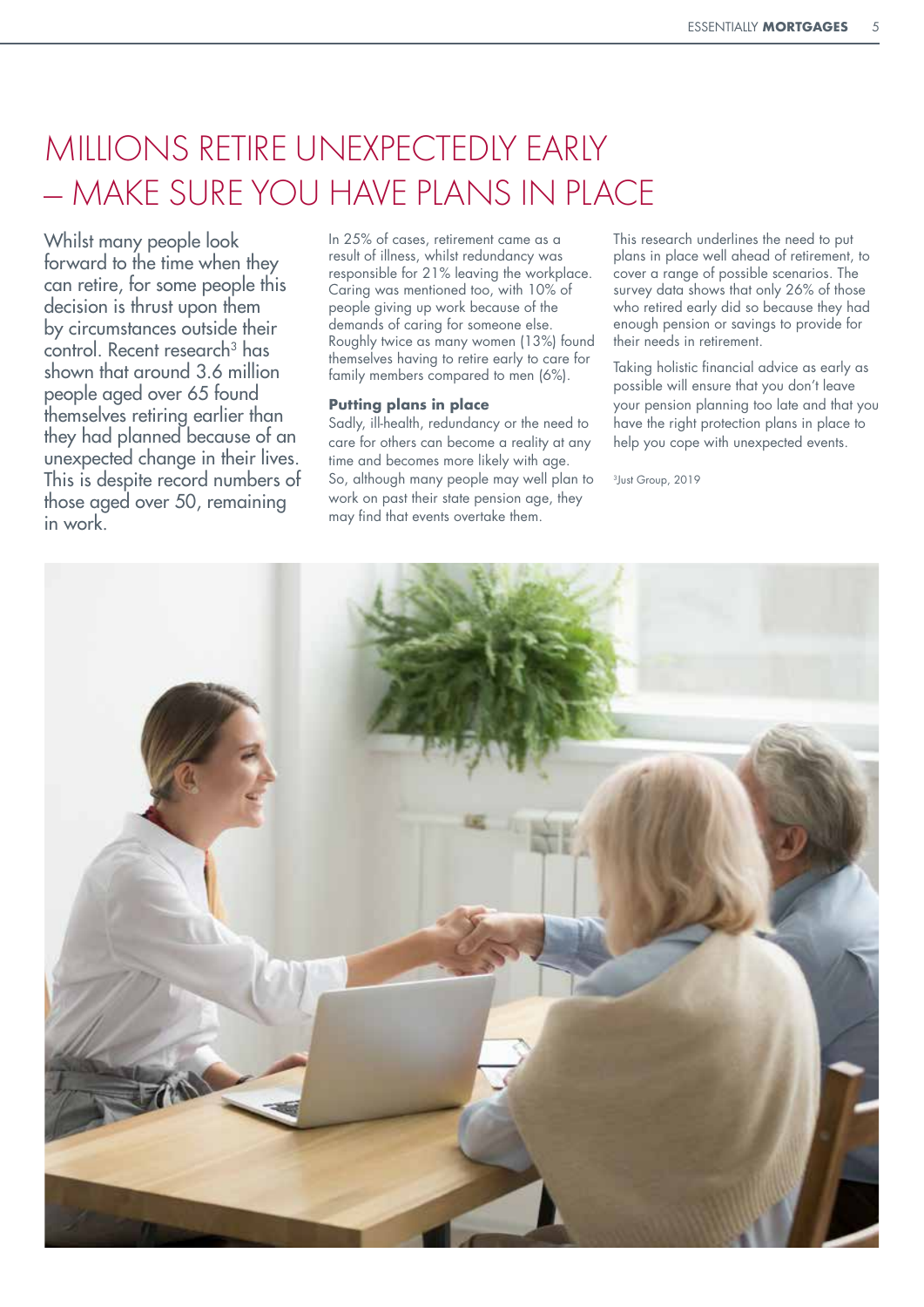# MILLIONS RETIRE UNEXPECTEDLY EARLY – MAKE SURE YOU HAVE PLANS IN PLACE

Whilst many people look forward to the time when they can retire, for some people this decision is thrust upon them by circumstances outside their control. Recent research[3] has shown that around 3.6 million people aged over 65 found themselves retiring earlier than they had planned because of an unexpected change in their lives. This is despite record numbers of those aged over 50, remaining in work.

In 25% of cases, retirement came as a result of illness, whilst redundancy was responsible for 21% leaving the workplace. Caring was mentioned too, with 10% of people giving up work because of the demands of caring for someone else. Roughly twice as many women (13%) found themselves having to retire early to care for family members compared to men (6%).

**Putting plans in place**

Sadly, ill-health, redundancy or the need to care for others can become a reality at any time and becomes more likely with age. So, although many people may well plan to work on past their state pension age, they may find that events overtake them.

This research underlines the need to put plans in place well ahead of retirement, to cover a range of possible scenarios. The survey data shows that only 26% of those who retired early did so because they had enough pension or savings to provide for their needs in retirement.

Taking holistic financial advice as early as possible will ensure that you don't leave your pension planning too late and that you have the right protection plans in place to help you cope with unexpected events.

[3]Just Group, 2019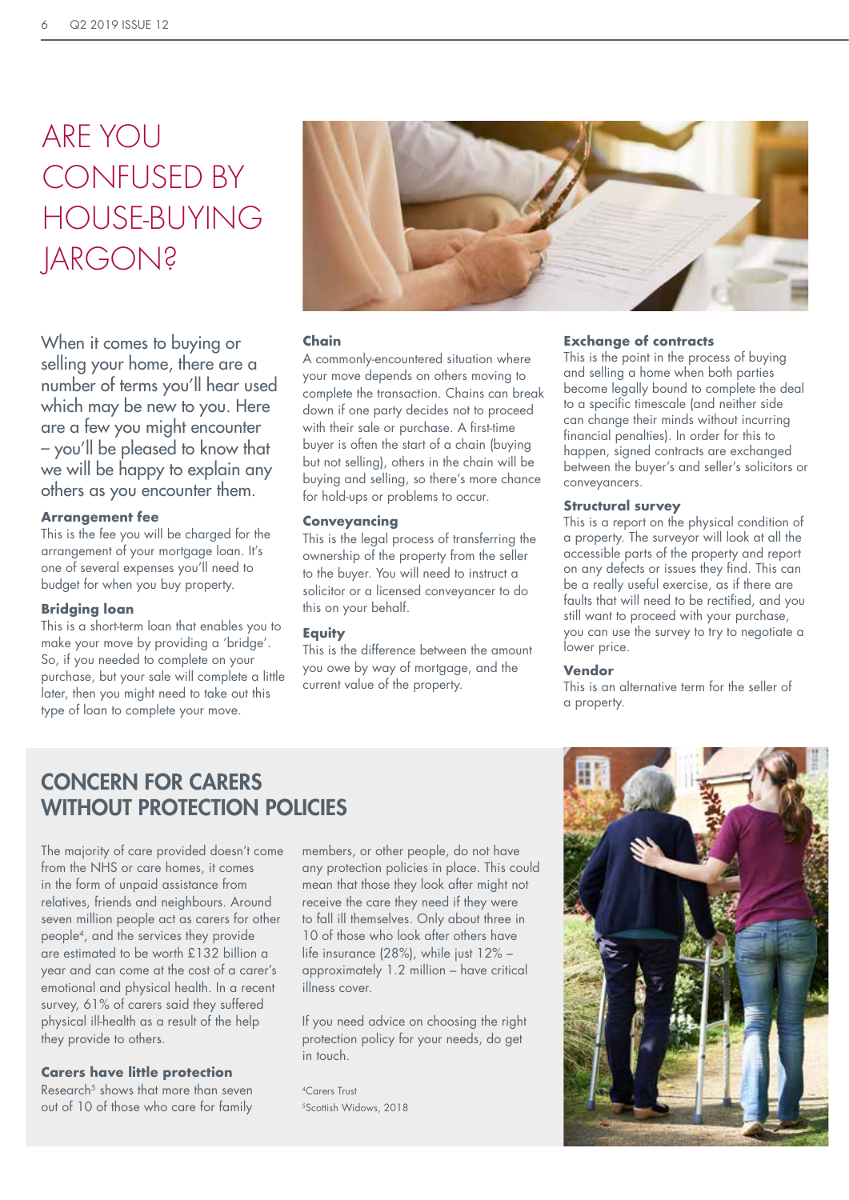# ARE YOU CONFUSED BY HOUSE-BUYING JARGON?

When it comes to buying or selling your home, there are a number of terms you'll hear used which may be new to you. Here are a few you might encounter – you'll be pleased to know that we will be happy to explain any others as you encounter them.

### Arrangement fee

This is the fee you will be charged for the arrangement of your mortgage loan. It's one of several expenses you'll need to budget for when you buy property.

### Bridging loan

This is a short-term loan that enables you to make your move by providing a 'bridge'. So, if you needed to complete on your purchase, but your sale will complete a little later, then you might need to take out this type of loan to complete your move.

### Chain

A commonly-encountered situation where your move depends on others moving to complete the transaction. Chains can break down if one party decides not to proceed with their sale or purchase. A first-time buyer is often the start of a chain (buying but not selling), others in the chain will be buying and selling, so there's more chance for hold-ups or problems to occur.

### Conveyancing

This is the legal process of transferring the ownership of the property from the seller to the buyer. You will need to instruct a solicitor or a licensed conveyancer to do this on your behalf.

### Equity

This is the difference between the amount you owe by way of mortgage, and the current value of the property.

### Exchange of contracts

This is the point in the process of buying and selling a home when both parties become legally bound to complete the deal to a specific timescale (and neither side can change their minds without incurring financial penalties). In order for this to happen, signed contracts are exchanged between the buyer's and seller's solicitors or conveyancers.

### Structural survey

This is a report on the physical condition of a property. The surveyor will look at all the accessible parts of the property and report on any defects or issues they find. This can be a really useful exercise, as if there are faults that will need to be rectified, and you still want to proceed with your purchase, you can use the survey to try to negotiate a lower price.

### Vendor

This is an alternative term for the seller of a property.

## CONCERN FOR CARERS WITHOUT PROTECTION POLICIES

The majority of care provided doesn't come from the NHS or care homes, it comes in the form of unpaid assistance from relatives, friends and neighbours. Around seven million people act as carers for other people[4], and the services they provide are estimated to be worth £132 billion a year and can come at the cost of a carer's emotional and physical health. In a recent survey, 61% of carers said they suffered physical ill-health as a result of the help they provide to others.

### Carers have little protection

Research[5] shows that more than seven out of 10 of those who care for family members, or other people, do not have any protection policies in place. This could mean that those they look after might not receive the care they need if they were to fall ill themselves. Only about three in 10 of those who look after others have life insurance (28%), while just 12% – approximately 1.2 million – have critical illness cover.

If you need advice on choosing the right protection policy for your needs, do get in touch.

[4]Carers Trust
[5]Scottish Widows, 2018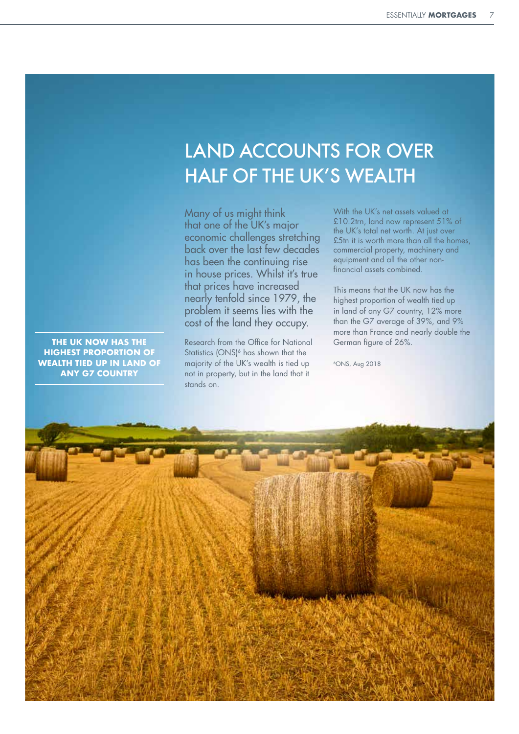# LAND ACCOUNTS FOR OVER HALF OF THE UK'S WEALTH

**THE UK NOW HAS THE HIGHEST PROPORTION OF WEALTH TIED UP IN LAND OF ANY G7 COUNTRY**

Many of us might think that one of the UK's major economic challenges stretching back over the last few decades has been the continuing rise in house prices. Whilst it's true that prices have increased nearly tenfold since 1979, the problem it seems lies with the cost of the land they occupy.

Research from the Office for National Statistics (ONS)[6] has shown that the majority of the UK's wealth is tied up not in property, but in the land that it stands on.

With the UK's net assets valued at £10.2trn, land now represent 51% of the UK's total net worth. At just over £5tn it is worth more than all the homes, commercial property, machinery and equipment and all the other non-financial assets combined.

This means that the UK now has the highest proportion of wealth tied up in land of any G7 country, 12% more than the G7 average of 39%, and 9% more than France and nearly double the German figure of 26%.

[6]ONS, Aug 2018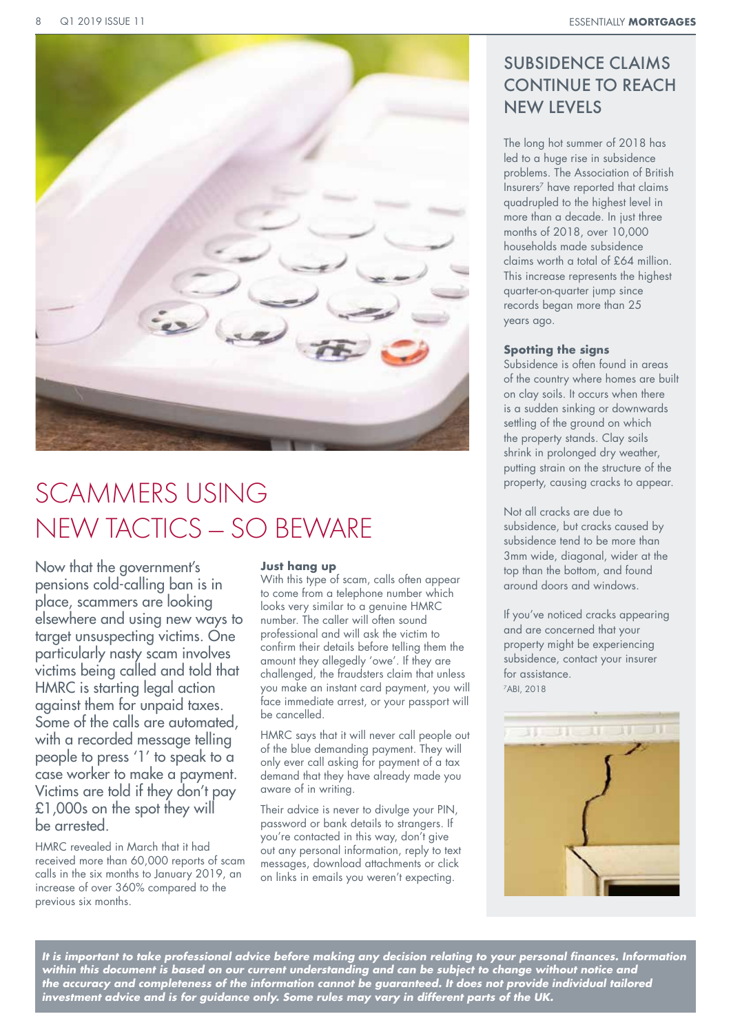# SCAMMERS USING NEW TACTICS – SO BEWARE

Now that the government's pensions cold-calling ban is in place, scammers are looking elsewhere and using new ways to target unsuspecting victims. One particularly nasty scam involves victims being called and told that HMRC is starting legal action against them for unpaid taxes. Some of the calls are automated, with a recorded message telling people to press '1' to speak to a case worker to make a payment. Victims are told if they don't pay £1,000s on the spot they will be arrested.

HMRC revealed in March that it had received more than 60,000 reports of scam calls in the six months to January 2019, an increase of over 360% compared to the previous six months.

### Just hang up

With this type of scam, calls often appear to come from a telephone number which looks very similar to a genuine HMRC number. The caller will often sound professional and will ask the victim to confirm their details before telling them the amount they allegedly 'owe'. If they are challenged, the fraudsters claim that unless you make an instant card payment, you will face immediate arrest, or your passport will be cancelled.

HMRC says that it will never call people out of the blue demanding payment. They will only ever call asking for payment of a tax demand that they have already made you aware of in writing.

Their advice is never to divulge your PIN, password or bank details to strangers. If you're contacted in this way, don't give out any personal information, reply to text messages, download attachments or click on links in emails you weren't expecting.

## SUBSIDENCE CLAIMS CONTINUE TO REACH NEW LEVELS

The long hot summer of 2018 has led to a huge rise in subsidence problems. The Association of British Insurers[7] have reported that claims quadrupled to the highest level in more than a decade. In just three months of 2018, over 10,000 households made subsidence claims worth a total of £64 million. This increase represents the highest quarter-on-quarter jump since records began more than 25 years ago.

### Spotting the signs

Subsidence is often found in areas of the country where homes are built on clay soils. It occurs when there is a sudden sinking or downwards settling of the ground on which the property stands. Clay soils shrink in prolonged dry weather, putting strain on the structure of the property, causing cracks to appear.

Not all cracks are due to subsidence, but cracks caused by subsidence tend to be more than 3mm wide, diagonal, wider at the top than the bottom, and found around doors and windows.

If you've noticed cracks appearing and are concerned that your property might be experiencing subsidence, contact your insurer for assistance.

[7] ABI, 2018

***It is important to take professional advice before making any decision relating to your personal finances. Information within this document is based on our current understanding and can be subject to change without notice and the accuracy and completeness of the information cannot be guaranteed. It does not provide individual tailored investment advice and is for guidance only. Some rules may vary in different parts of the UK.***